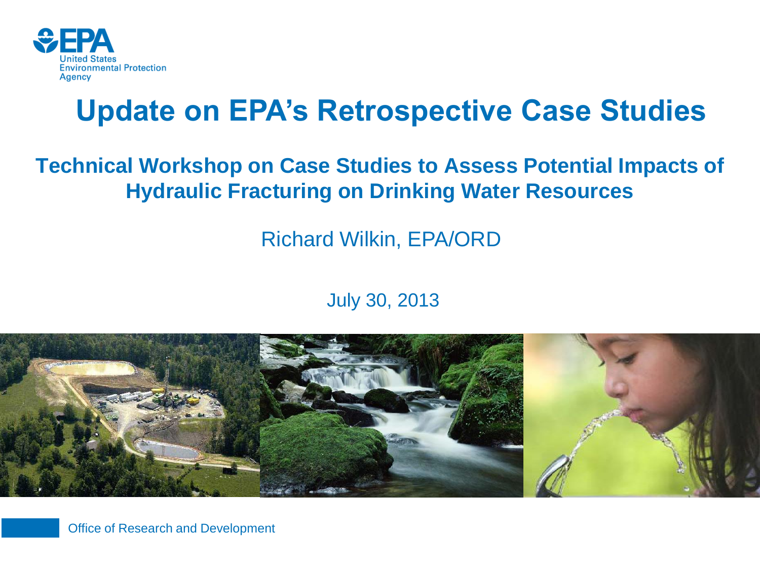United States Environmental Protection Agency

# Update on EPA's Retrospective Case Studies

## Technical Workshop on Case Studies to Assess Potential Impacts of Hydraulic Fracturing on Drinking Water Resources

Richard Wilkin, EPA/ORD

July 30, 2013

Office of Research and Development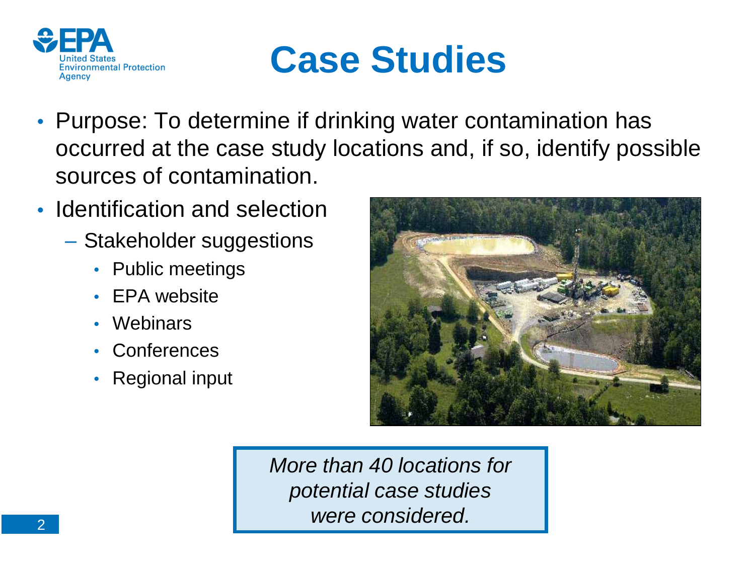# Case Studies

- Purpose: To determine if drinking water contamination has occurred at the case study locations and, if so, identify possible sources of contamination.
- Identification and selection
  - Stakeholder suggestions
    - Public meetings
    - EPA website
    - Webinars
    - Conferences
    - Regional input

*More than 40 locations for potential case studies were considered.*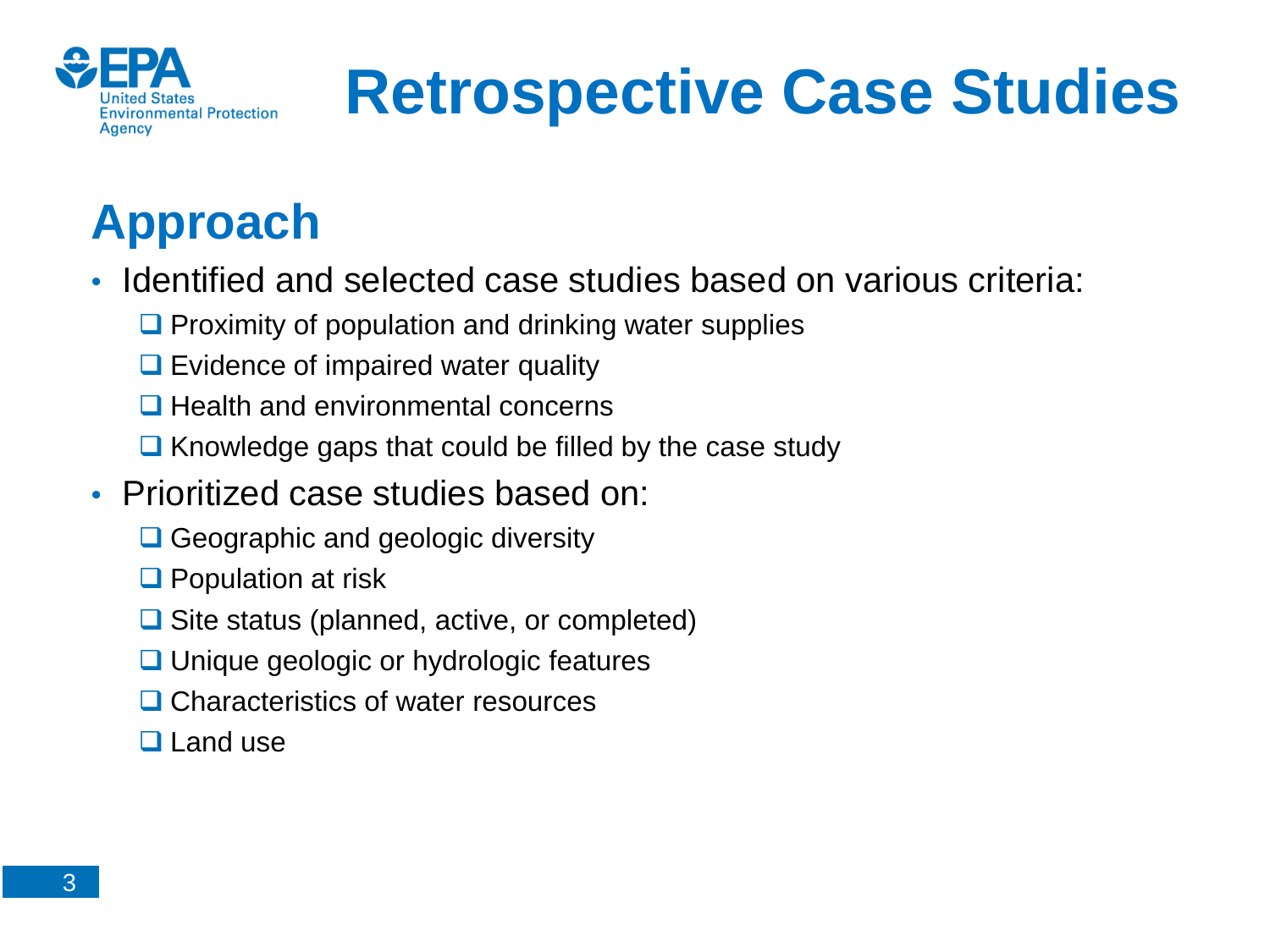# Retrospective Case Studies

## Approach

- Identified and selected case studies based on various criteria:
  - Proximity of population and drinking water supplies
  - Evidence of impaired water quality
  - Health and environmental concerns
  - Knowledge gaps that could be filled by the case study
- Prioritized case studies based on:
  - Geographic and geologic diversity
  - Population at risk
  - Site status (planned, active, or completed)
  - Unique geologic or hydrologic features
  - Characteristics of water resources
  - Land use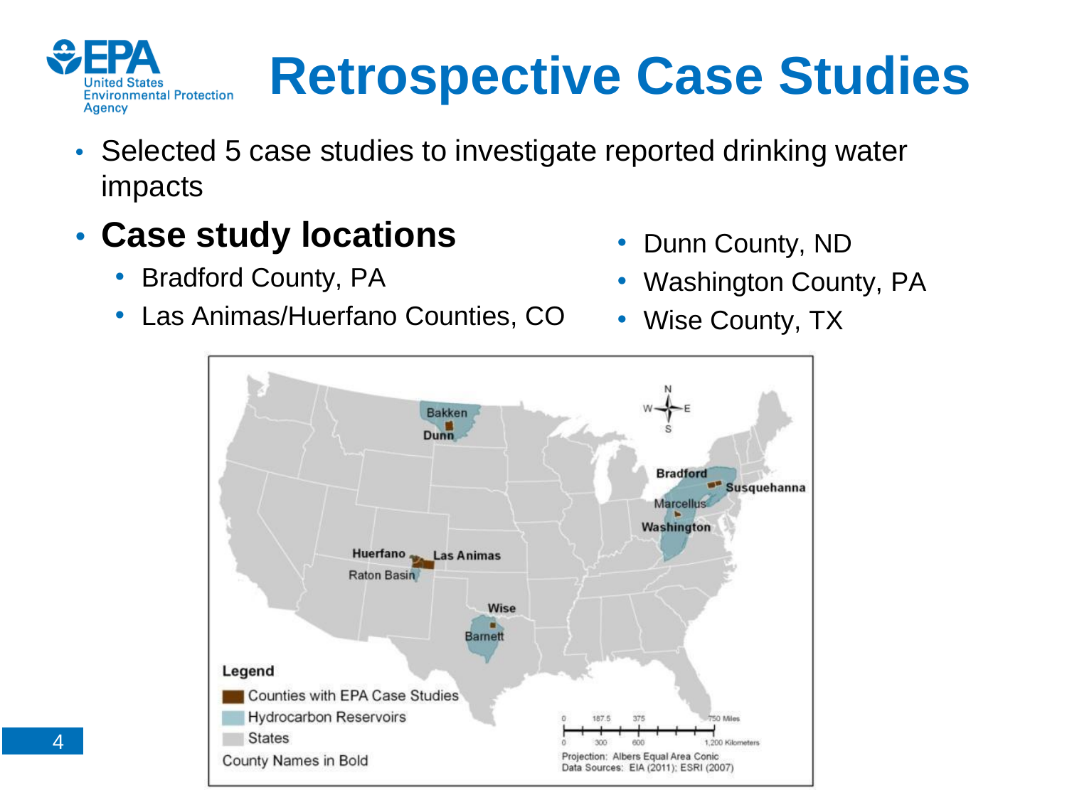# Retrospective Case Studies

- Selected 5 case studies to investigate reported drinking water impacts
- **Case study locations**
  - Bradford County, PA
  - Las Animas/Huerfano Counties, CO
  - Dunn County, ND
  - Washington County, PA
  - Wise County, TX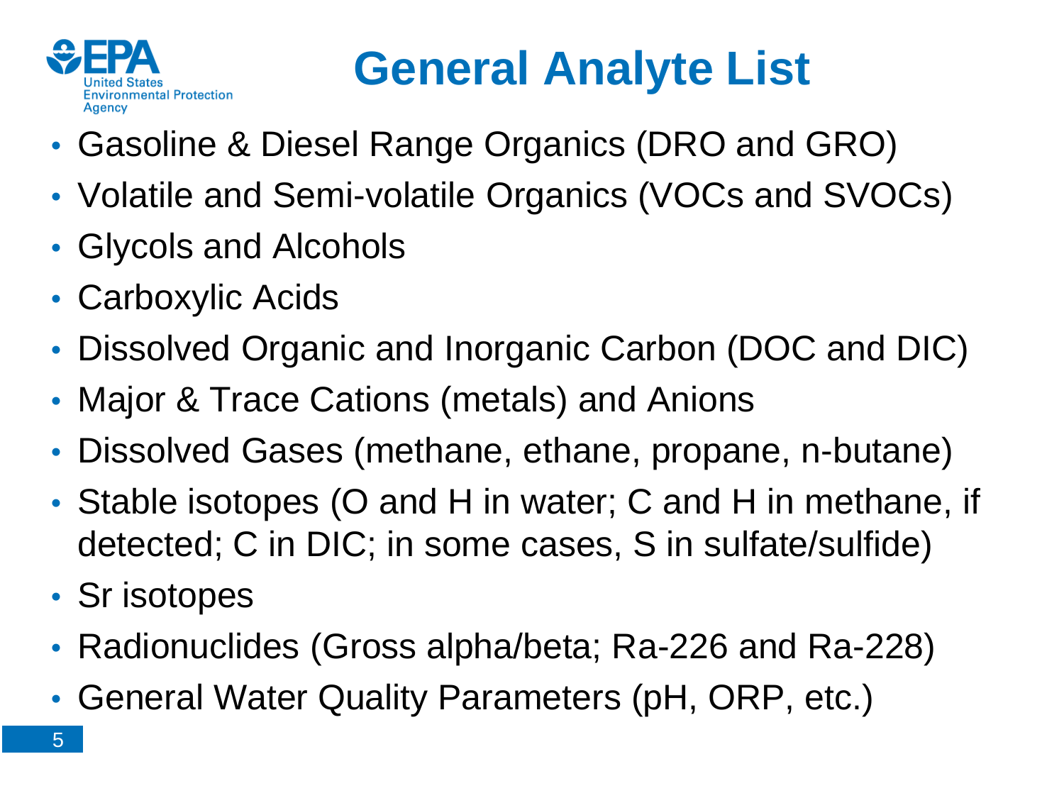# General Analyte List

- Gasoline & Diesel Range Organics (DRO and GRO)
- Volatile and Semi-volatile Organics (VOCs and SVOCs)
- Glycols and Alcohols
- Carboxylic Acids
- Dissolved Organic and Inorganic Carbon (DOC and DIC)
- Major & Trace Cations (metals) and Anions
- Dissolved Gases (methane, ethane, propane, n-butane)
- Stable isotopes (O and H in water; C and H in methane, if detected; C in DIC; in some cases, S in sulfate/sulfide)
- Sr isotopes
- Radionuclides (Gross alpha/beta; Ra-226 and Ra-228)
- General Water Quality Parameters (pH, ORP, etc.)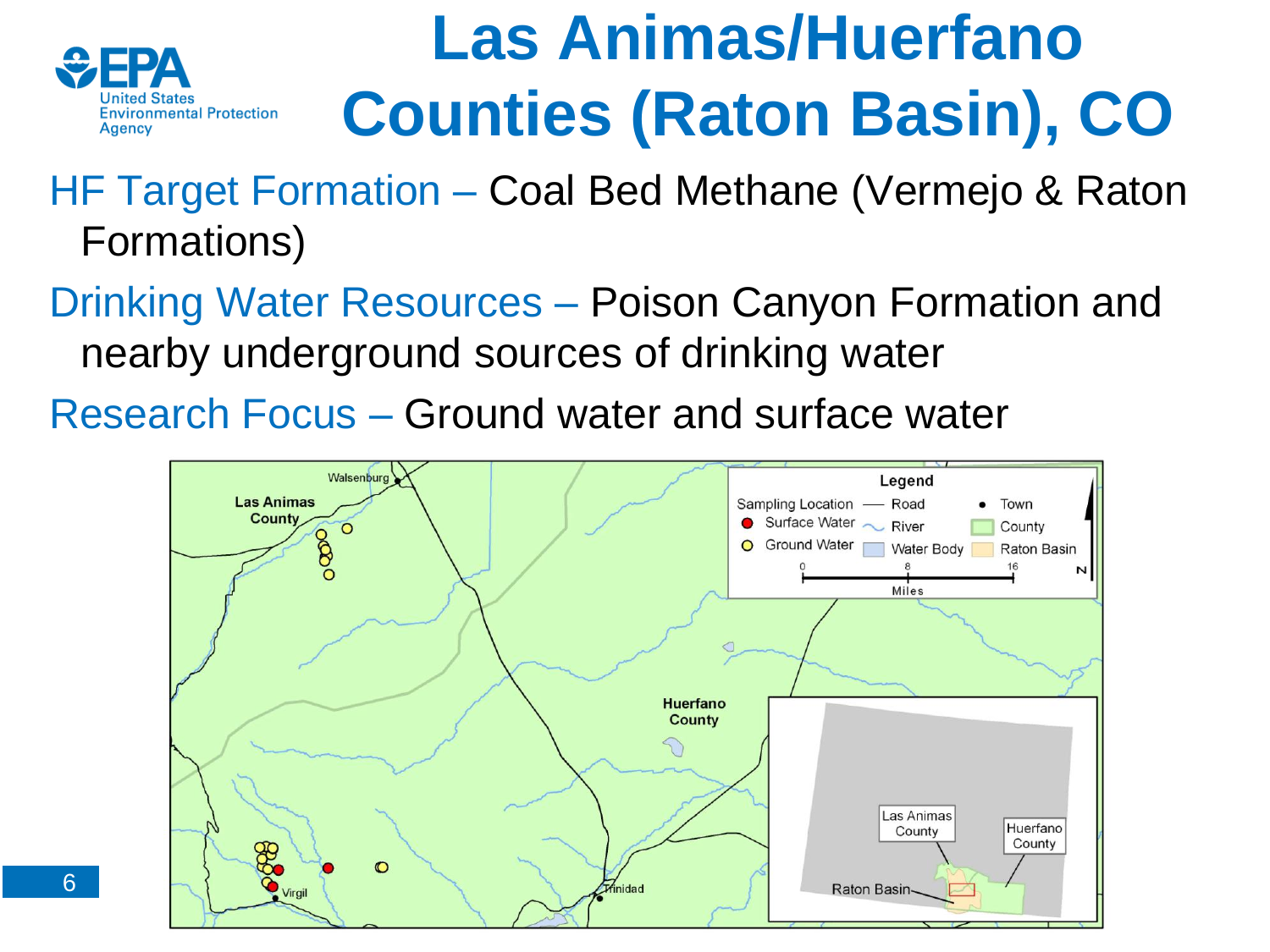# Las Animas/Huerfano Counties (Raton Basin), CO

HF Target Formation – Coal Bed Methane (Vermejo & Raton Formations)

Drinking Water Resources – Poison Canyon Formation and nearby underground sources of drinking water

Research Focus – Ground water and surface water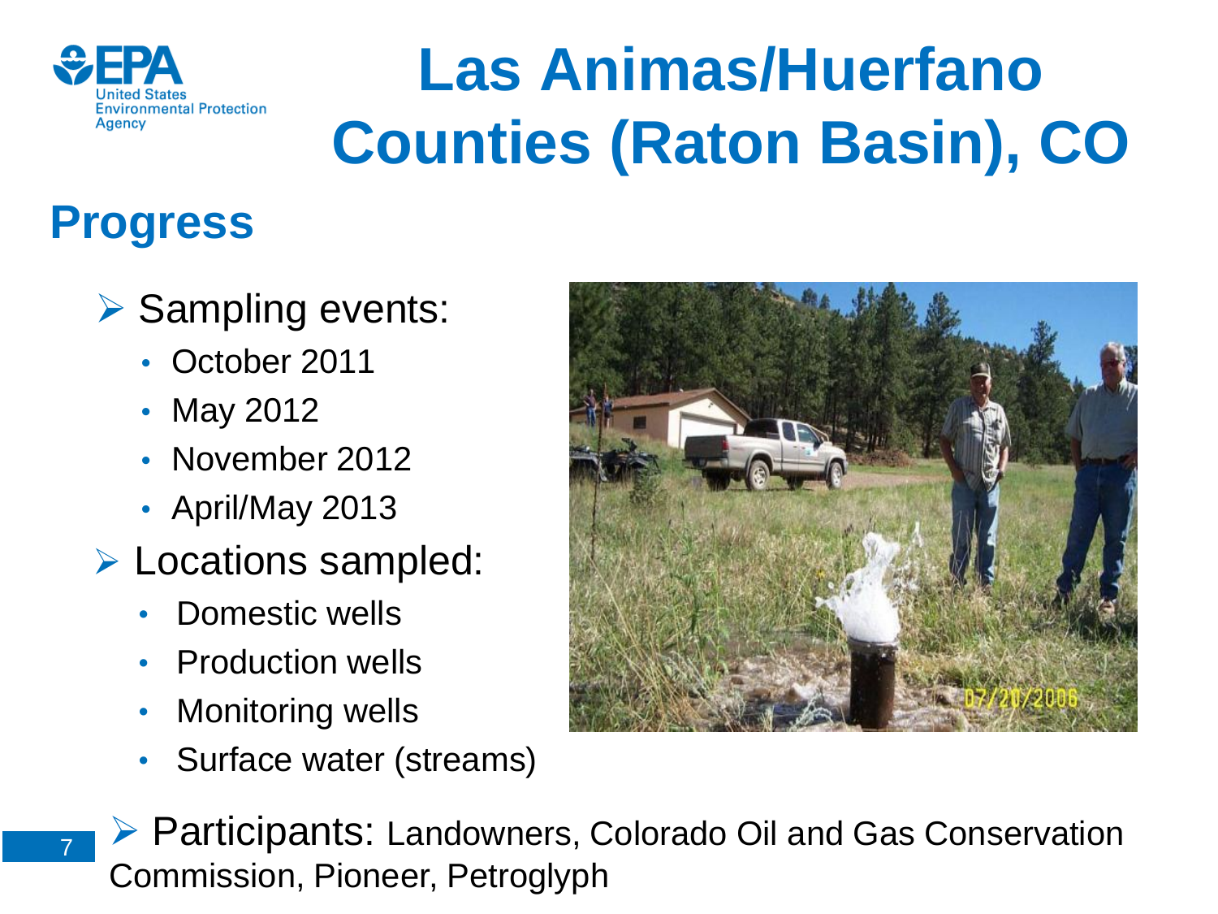# Las Animas/Huerfano Counties (Raton Basin), CO

## Progress

- Sampling events:
  - October 2011
  - May 2012
  - November 2012
  - April/May 2013
- Locations sampled:
  - Domestic wells
  - Production wells
  - Monitoring wells
  - Surface water (streams)
- Participants: Landowners, Colorado Oil and Gas Conservation Commission, Pioneer, Petroglyph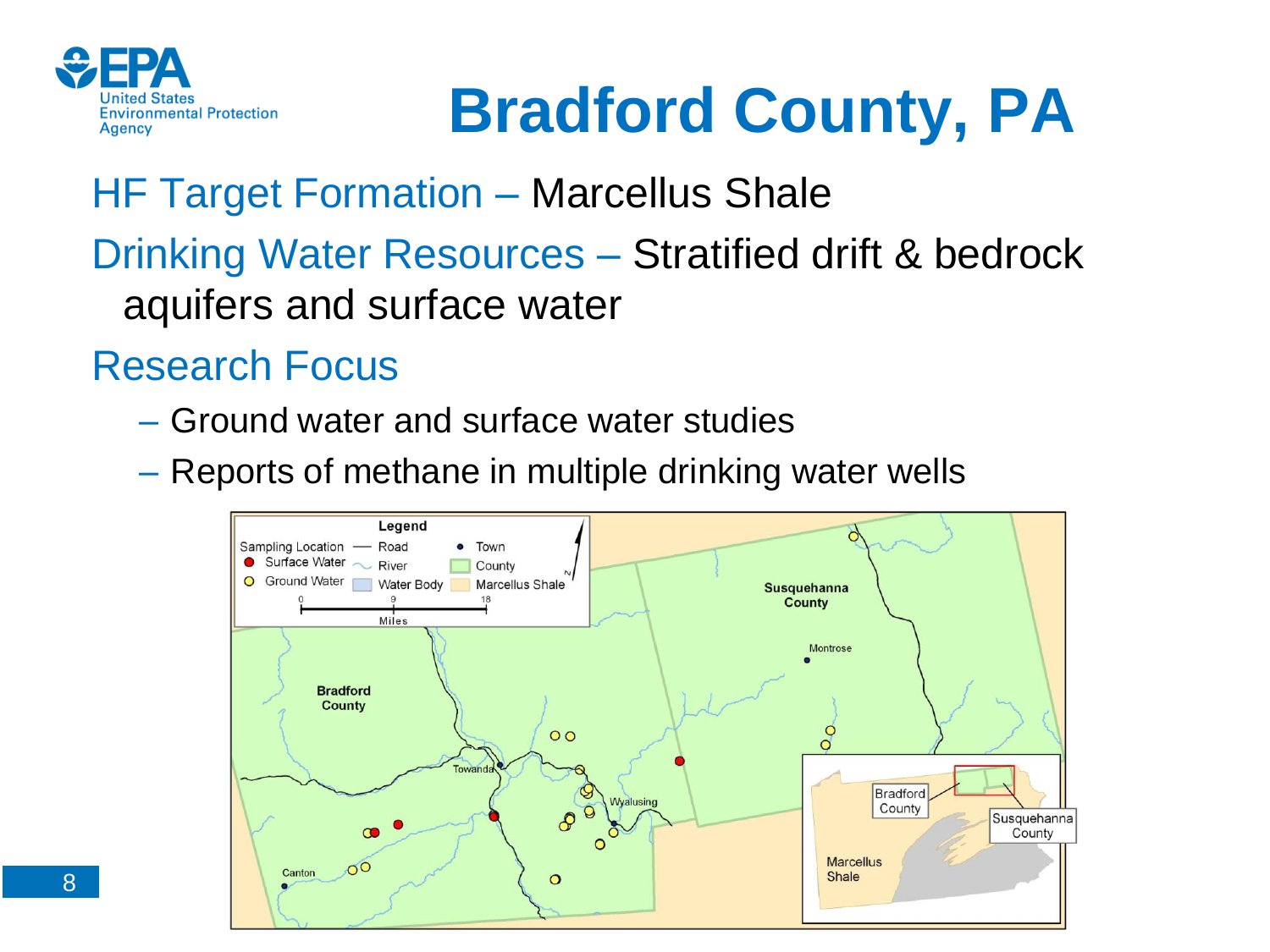# Bradford County, PA

HF Target Formation – Marcellus Shale

Drinking Water Resources – Stratified drift & bedrock aquifers and surface water

Research Focus

- Ground water and surface water studies
- Reports of methane in multiple drinking water wells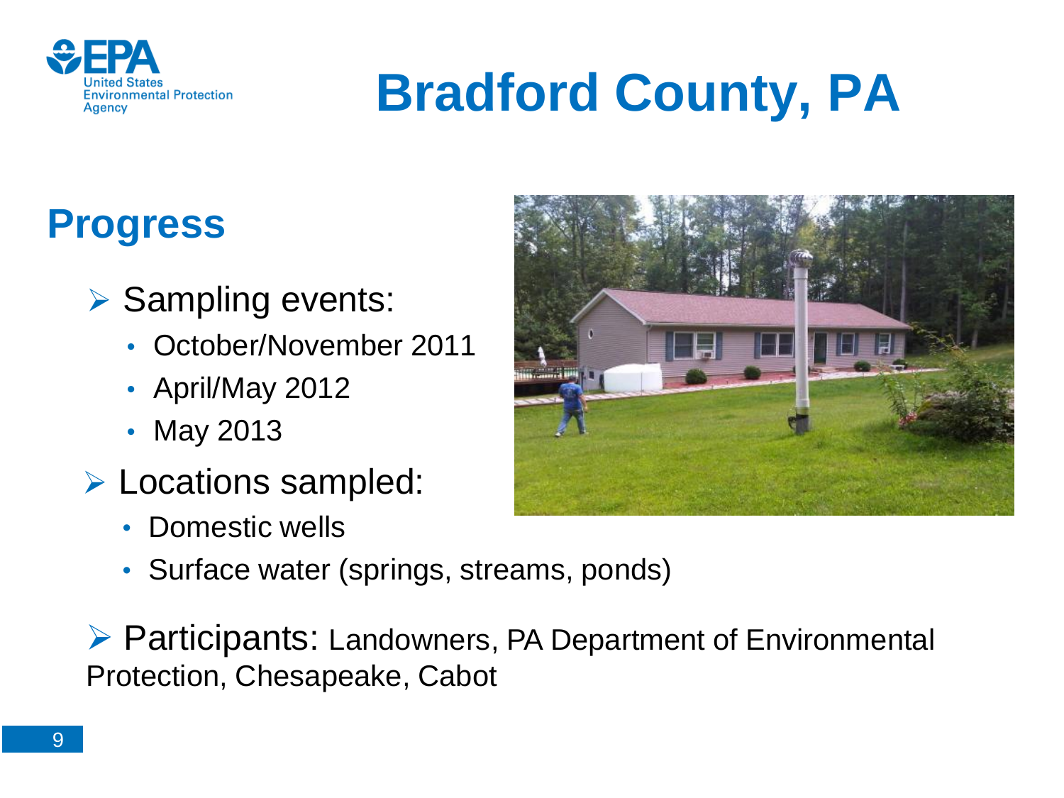# Bradford County, PA

## Progress

- Sampling events:
  - October/November 2011
  - April/May 2012
  - May 2013
- Locations sampled:
  - Domestic wells
  - Surface water (springs, streams, ponds)
- Participants: Landowners, PA Department of Environmental Protection, Chesapeake, Cabot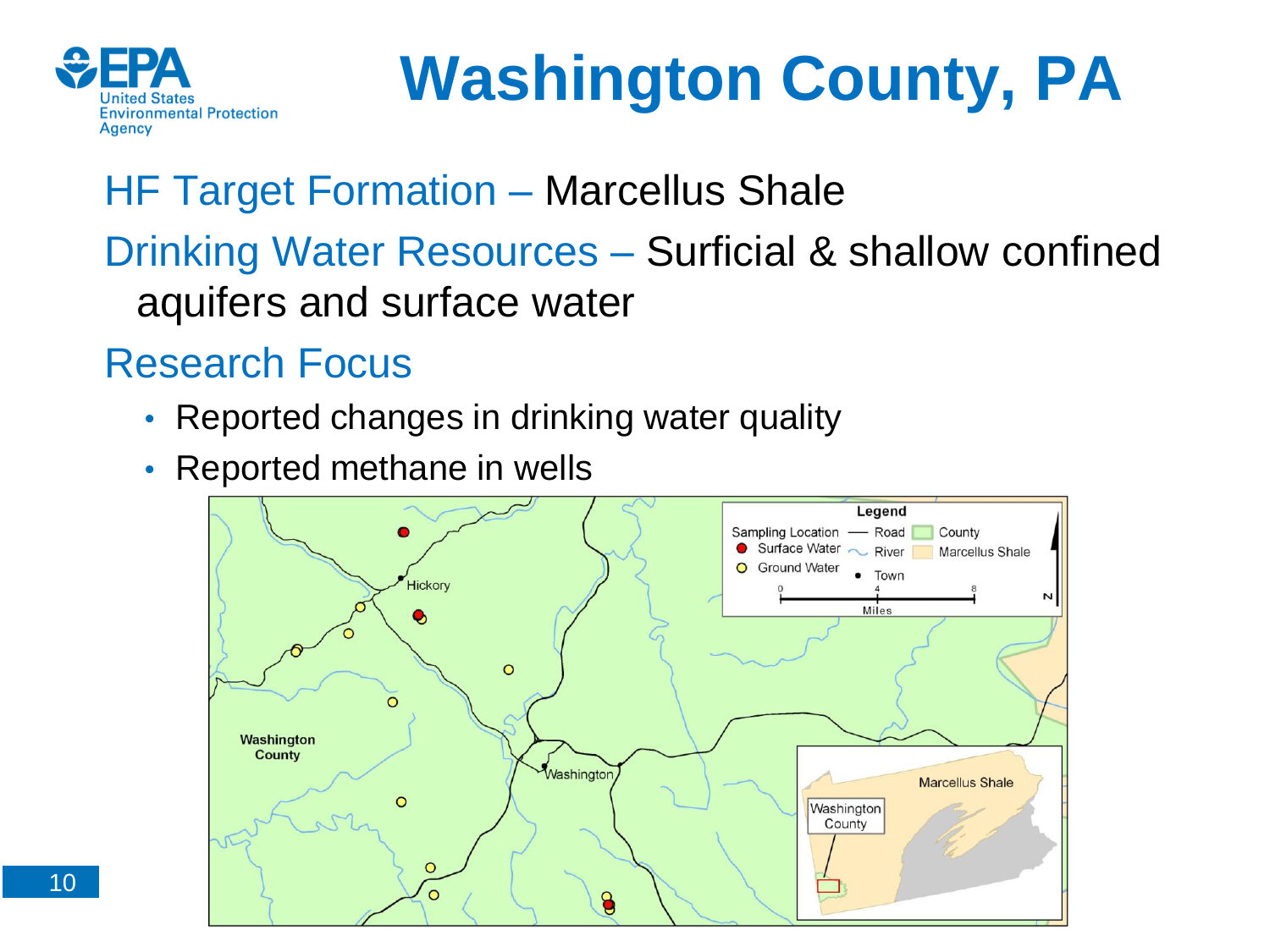# Washington County, PA

HF Target Formation – Marcellus Shale

Drinking Water Resources – Surficial & shallow confined aquifers and surface water

## Research Focus

- Reported changes in drinking water quality
- Reported methane in wells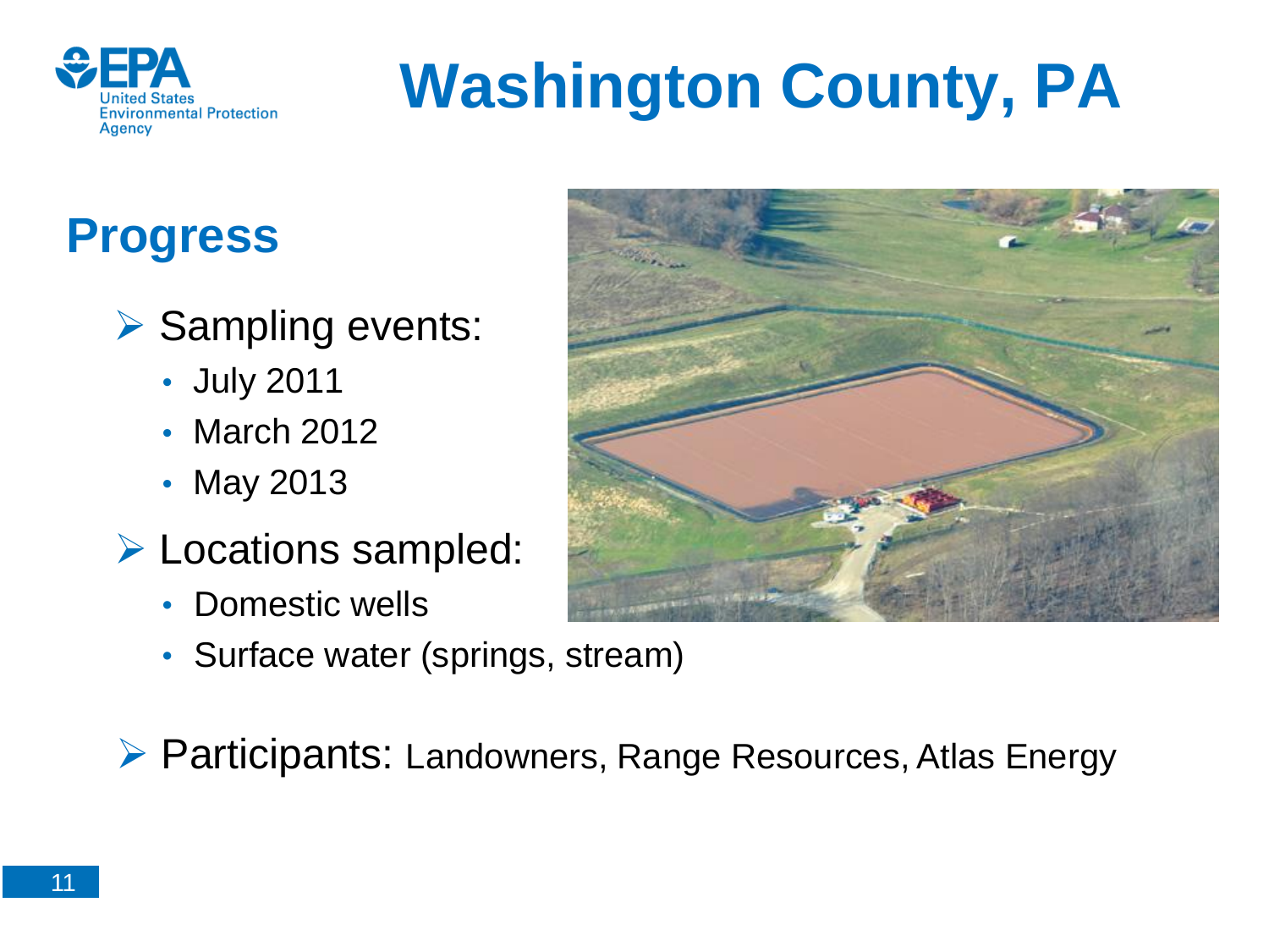# Washington County, PA

## Progress

- Sampling events:
  - July 2011
  - March 2012
  - May 2013
- Locations sampled:
  - Domestic wells
  - Surface water (springs, stream)
- Participants: Landowners, Range Resources, Atlas Energy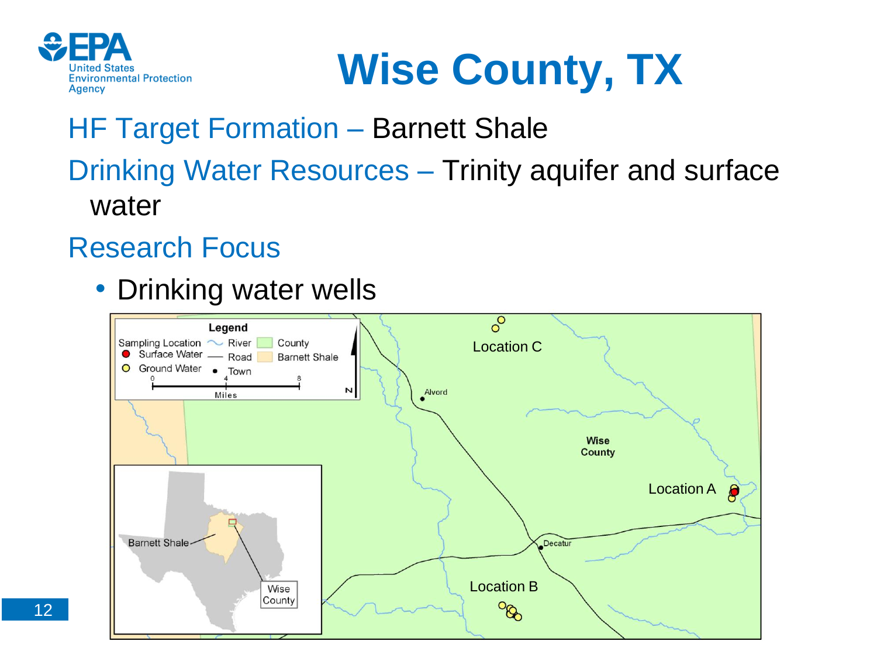# Wise County, TX

HF Target Formation – Barnett Shale

Drinking Water Resources – Trinity aquifer and surface water

Research Focus

- Drinking water wells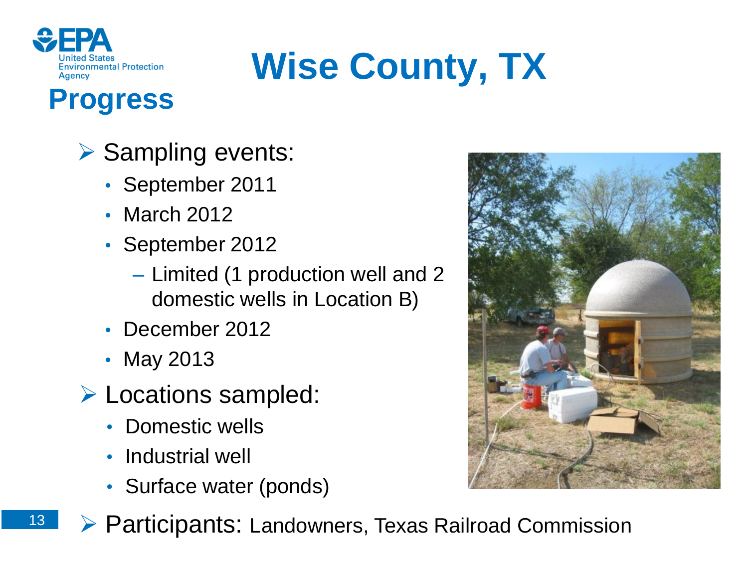# Wise County, TX

## Progress

- Sampling events:
  - September 2011
  - March 2012
  - September 2012
    - Limited (1 production well and 2 domestic wells in Location B)
  - December 2012
  - May 2013
- Locations sampled:
  - Domestic wells
  - Industrial well
  - Surface water (ponds)
- Participants: Landowners, Texas Railroad Commission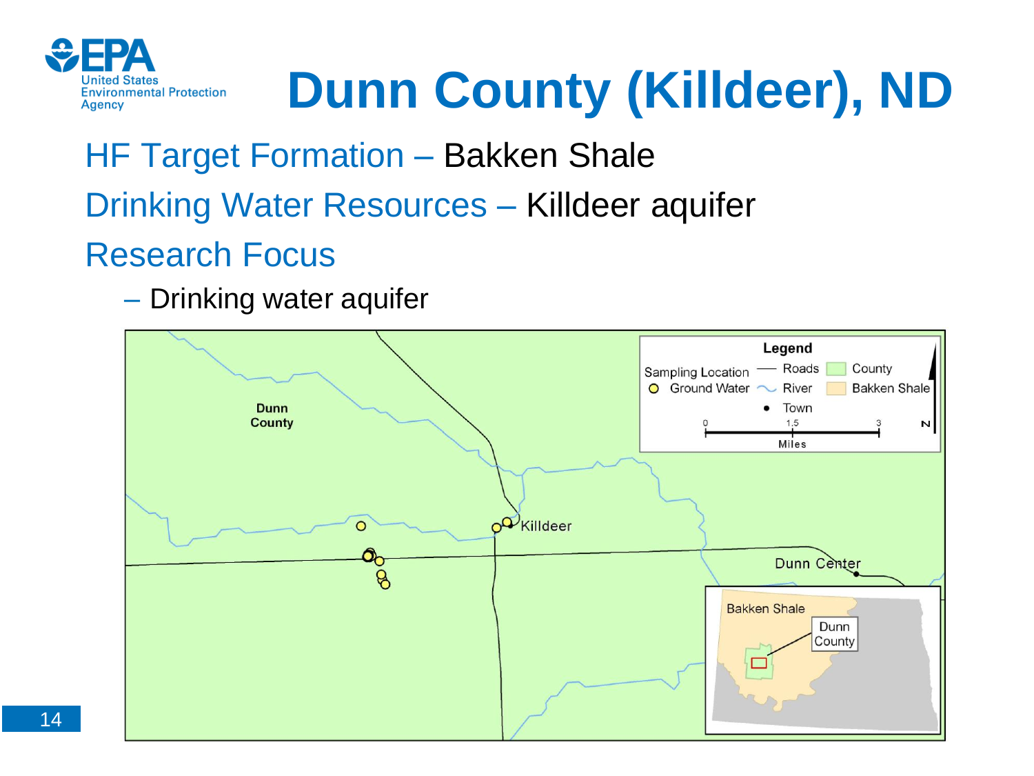# Dunn County (Killdeer), ND

HF Target Formation – Bakken Shale

Drinking Water Resources – Killdeer aquifer

Research Focus

- Drinking water aquifer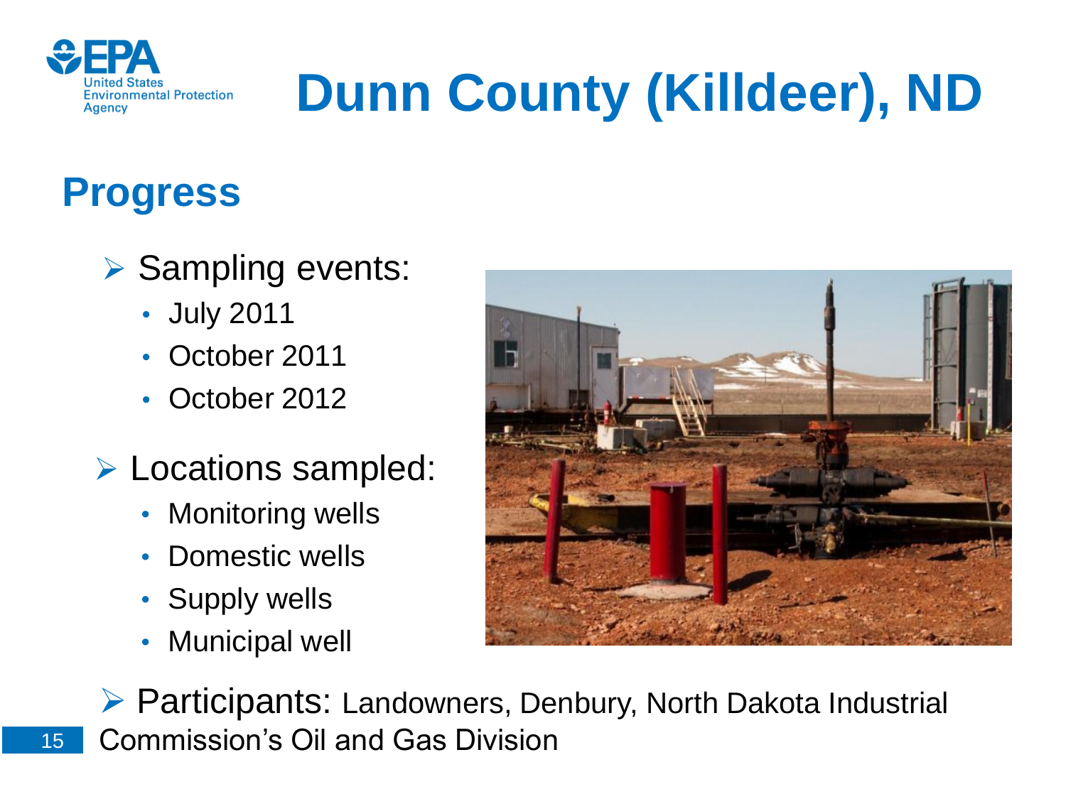# Dunn County (Killdeer), ND

## Progress

- Sampling events:
  - July 2011
  - October 2011
  - October 2012
- Locations sampled:
  - Monitoring wells
  - Domestic wells
  - Supply wells
  - Municipal well
- Participants: Landowners, Denbury, North Dakota Industrial Commission's Oil and Gas Division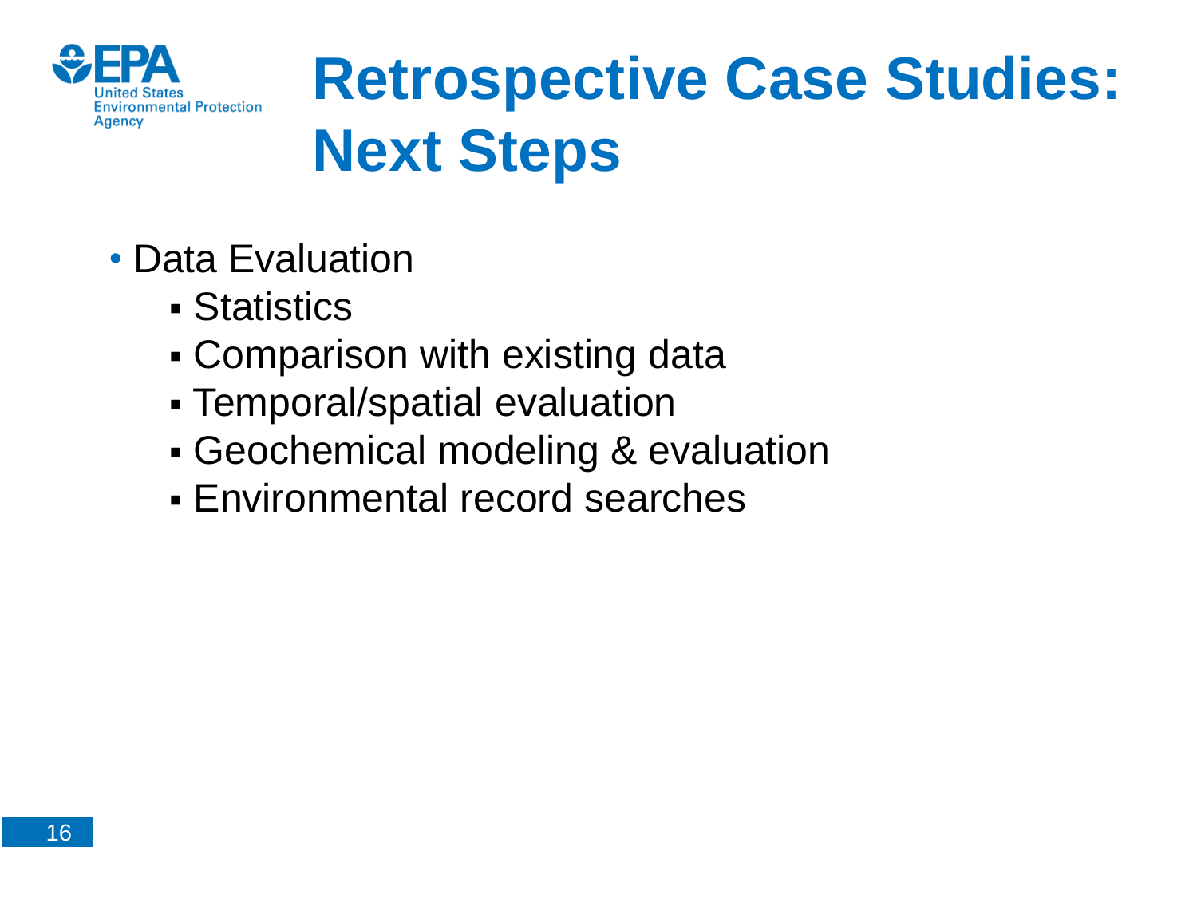# Retrospective Case Studies: Next Steps

- Data Evaluation
  - Statistics
  - Comparison with existing data
  - Temporal/spatial evaluation
  - Geochemical modeling & evaluation
  - Environmental record searches